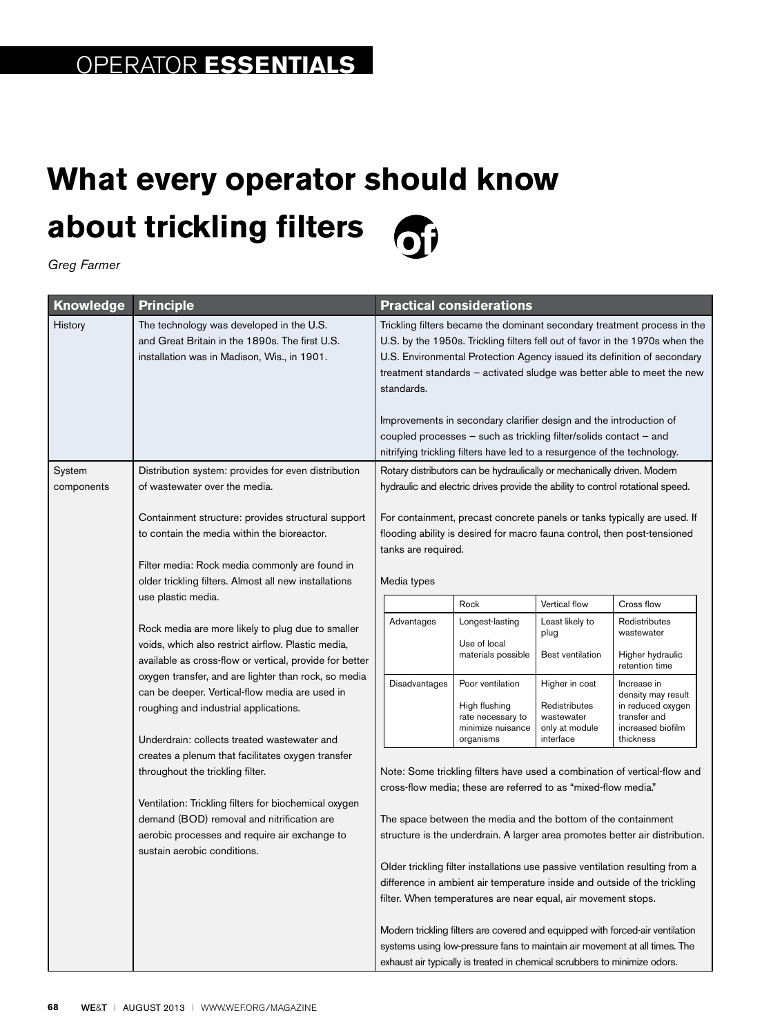OPERATOR **ESSENTIALS**

# What every operator should know about trickling filters

*Greg Farmer*

| Knowledge | Principle | Practical considerations |
|---|---|---|
| History | The technology was developed in the U.S. and Great Britain in the 1890s. The first U.S. installation was in Madison, Wis., in 1901. | Trickling filters became the dominant secondary treatment process in the U.S. by the 1950s. Trickling filters fell out of favor in the 1970s when the U.S. Environmental Protection Agency issued its definition of secondary treatment standards – activated sludge was better able to meet the new standards.<br><br>Improvements in secondary clarifier design and the introduction of coupled processes – such as trickling filter/solids contact – and nitrifying trickling filters have led to a resurgence of the technology. |
| System components | Distribution system: provides for even distribution of wastewater over the media.<br><br>Containment structure: provides structural support to contain the media within the bioreactor.<br><br>Filter media: Rock media commonly are found in older trickling filters. Almost all new installations use plastic media.<br><br>Rock media are more likely to plug due to smaller voids, which also restrict airflow. Plastic media, available as cross-flow or vertical, provide for better oxygen transfer, and are lighter than rock, so media can be deeper. Vertical-flow media are used in roughing and industrial applications.<br><br>Underdrain: collects treated wastewater and creates a plenum that facilitates oxygen transfer throughout the trickling filter.<br><br>Ventilation: Trickling filters for biochemical oxygen demand (BOD) removal and nitrification are aerobic processes and require air exchange to sustain aerobic conditions. | Rotary distributors can be hydraulically or mechanically driven. Modern hydraulic and electric drives provide the ability to control rotational speed.<br><br>For containment, precast concrete panels or tanks typically are used. If flooding ability is desired for macro fauna control, then post-tensioned tanks are required.<br><br>Media types (see table below)<br><br>Note: Some trickling filters have used a combination of vertical-flow and cross-flow media; these are referred to as "mixed-flow media."<br><br>The space between the media and the bottom of the containment structure is the underdrain. A larger area promotes better air distribution.<br><br>Older trickling filter installations use passive ventilation resulting from a difference in ambient air temperature inside and outside of the trickling filter. When temperatures are near equal, air movement stops.<br><br>Modern trickling filters are covered and equipped with forced-air ventilation systems using low-pressure fans to maintain air movement at all times. The exhaust air typically is treated in chemical scrubbers to minimize odors. |

Media types

| | Rock | Vertical flow | Cross flow |
|---|---|---|---|
| Advantages | Longest-lasting<br><br>Use of local materials possible | Least likely to plug<br><br>Best ventilation | Redistributes wastewater<br><br>Higher hydraulic retention time |
| Disadvantages | Poor ventilation<br><br>High flushing rate necessary to minimize nuisance organisms | Higher in cost<br><br>Redistributes wastewater only at module interface | Increase in density may result in reduced oxygen transfer and increased biofilm thickness |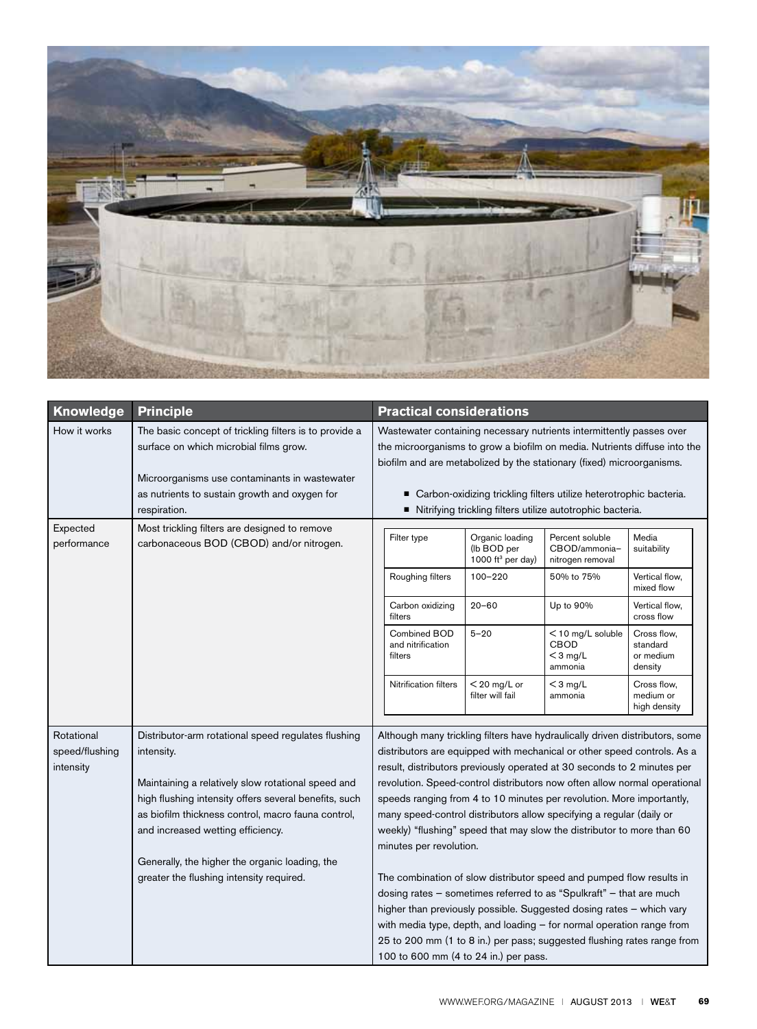| Knowledge | Principle | Practical considerations |
|---|---|---|
| How it works | The basic concept of trickling filters is to provide a surface on which microbial films grow.<br><br>Microorganisms use contaminants in wastewater as nutrients to sustain growth and oxygen for respiration. | Wastewater containing necessary nutrients intermittently passes over the microorganisms to grow a biofilm on media. Nutrients diffuse into the biofilm and are metabolized by the stationary (fixed) microorganisms.<br><br>■ Carbon-oxidizing trickling filters utilize heterotrophic bacteria.<br>■ Nitrifying trickling filters utilize autotrophic bacteria. |
| Expected performance | Most trickling filters are designed to remove carbonaceous BOD (CBOD) and/or nitrogen. | See table below |
| Rotational speed/flushing intensity | Distributor-arm rotational speed regulates flushing intensity.<br><br>Maintaining a relatively slow rotational speed and high flushing intensity offers several benefits, such as biofilm thickness control, macro fauna control, and increased wetting efficiency.<br><br>Generally, the higher the organic loading, the greater the flushing intensity required. | Although many trickling filters have hydraulically driven distributors, some distributors are equipped with mechanical or other speed controls. As a result, distributors previously operated at 30 seconds to 2 minutes per revolution. Speed-control distributors now often allow normal operational speeds ranging from 4 to 10 minutes per revolution. More importantly, many speed-control distributors allow specifying a regular (daily or weekly) "flushing" speed that may slow the distributor to more than 60 minutes per revolution.<br><br>The combination of slow distributor speed and pumped flow results in dosing rates – sometimes referred to as "Spulkraft" – that are much higher than previously possible. Suggested dosing rates – which vary with media type, depth, and loading – for normal operation range from 25 to 200 mm (1 to 8 in.) per pass; suggested flushing rates range from 100 to 600 mm (4 to 24 in.) per pass. |

| Filter type | Organic loading (lb BOD per 1000 $ft^3$ per day) | Percent soluble CBOD/ammonia–nitrogen removal | Media suitability |
|---|---|---|---|
| Roughing filters | 100–220 | 50% to 75% | Vertical flow, mixed flow |
| Carbon oxidizing filters | 20–60 | Up to 90% | Vertical flow, cross flow |
| Combined BOD and nitrification filters | 5–20 | < 10 mg/L soluble CBOD < 3 mg/L ammonia | Cross flow, standard or medium density |
| Nitrification filters | < 20 mg/L or filter will fail | < 3 mg/L ammonia | Cross flow, medium or high density |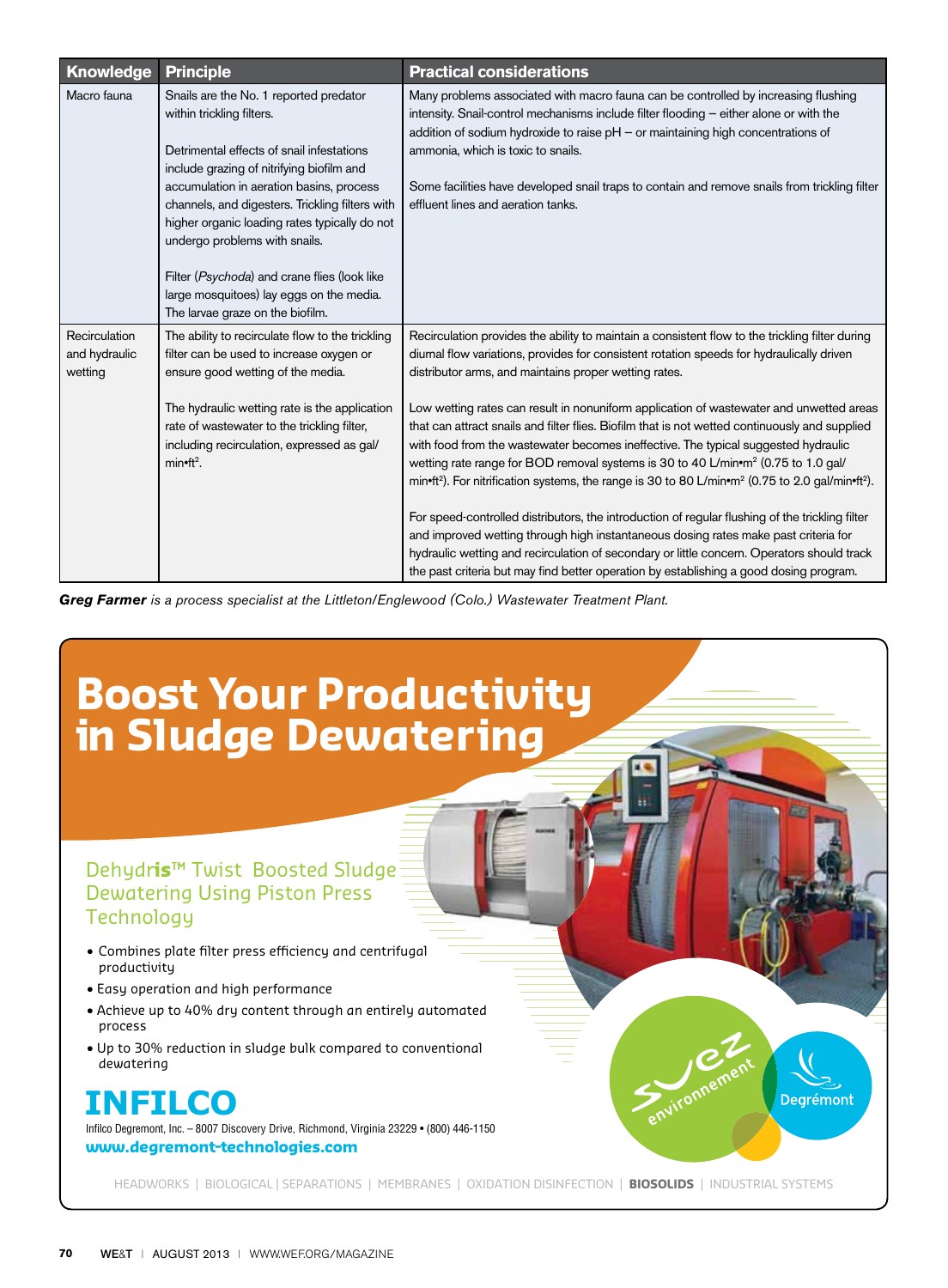| Knowledge | Principle | Practical considerations |
|---|---|---|
| Macro fauna | Snails are the No. 1 reported predator within trickling filters.<br><br>Detrimental effects of snail infestations include grazing of nitrifying biofilm and accumulation in aeration basins, process channels, and digesters. Trickling filters with higher organic loading rates typically do not undergo problems with snails.<br><br>Filter (*Psychoda*) and crane flies (look like large mosquitoes) lay eggs on the media. The larvae graze on the biofilm. | Many problems associated with macro fauna can be controlled by increasing flushing intensity. Snail-control mechanisms include filter flooding – either alone or with the addition of sodium hydroxide to raise pH – or maintaining high concentrations of ammonia, which is toxic to snails.<br><br>Some facilities have developed snail traps to contain and remove snails from trickling filter effluent lines and aeration tanks. |
| Recirculation and hydraulic wetting | The ability to recirculate flow to the trickling filter can be used to increase oxygen or ensure good wetting of the media.<br><br>The hydraulic wetting rate is the application rate of wastewater to the trickling filter, including recirculation, expressed as gal/min•ft$^2$. | Recirculation provides the ability to maintain a consistent flow to the trickling filter during diurnal flow variations, provides for consistent rotation speeds for hydraulically driven distributor arms, and maintains proper wetting rates.<br><br>Low wetting rates can result in nonuniform application of wastewater and unwetted areas that can attract snails and filter flies. Biofilm that is not wetted continuously and supplied with food from the wastewater becomes ineffective. The typical suggested hydraulic wetting rate range for BOD removal systems is 30 to 40 L/min•m$^2$ (0.75 to 1.0 gal/min•ft$^2$). For nitrification systems, the range is 30 to 80 L/min•m$^2$ (0.75 to 2.0 gal/min•ft$^2$).<br><br>For speed-controlled distributors, the introduction of regular flushing of the trickling filter and improved wetting through high instantaneous dosing rates make past criteria for hydraulic wetting and recirculation of secondary or little concern. Operators should track the past criteria but may find better operation by establishing a good dosing program. |

***Greg Farmer*** *is a process specialist at the Littleton/Englewood (Colo.) Wastewater Treatment Plant.*

# Boost Your Productivity in Sludge Dewatering

Dehydris™ Twist Boosted Sludge Dewatering Using Piston Press Technology

- Combines plate filter press efficiency and centrifugal productivity
- Easy operation and high performance
- Achieve up to 40% dry content through an entirely automated process
- Up to 30% reduction in sludge bulk compared to conventional dewatering

**INFILCO**

Infilco Degremont, Inc. – 8007 Discovery Drive, Richmond, Virginia 23229 • (800) 446-1150

**www.degremont-technologies.com**

suez environnement | Degrémont

HEADWORKS | BIOLOGICAL | SEPARATIONS | MEMBRANES | OXIDATION DISINFECTION | **BIOSOLIDS** | INDUSTRIAL SYSTEMS